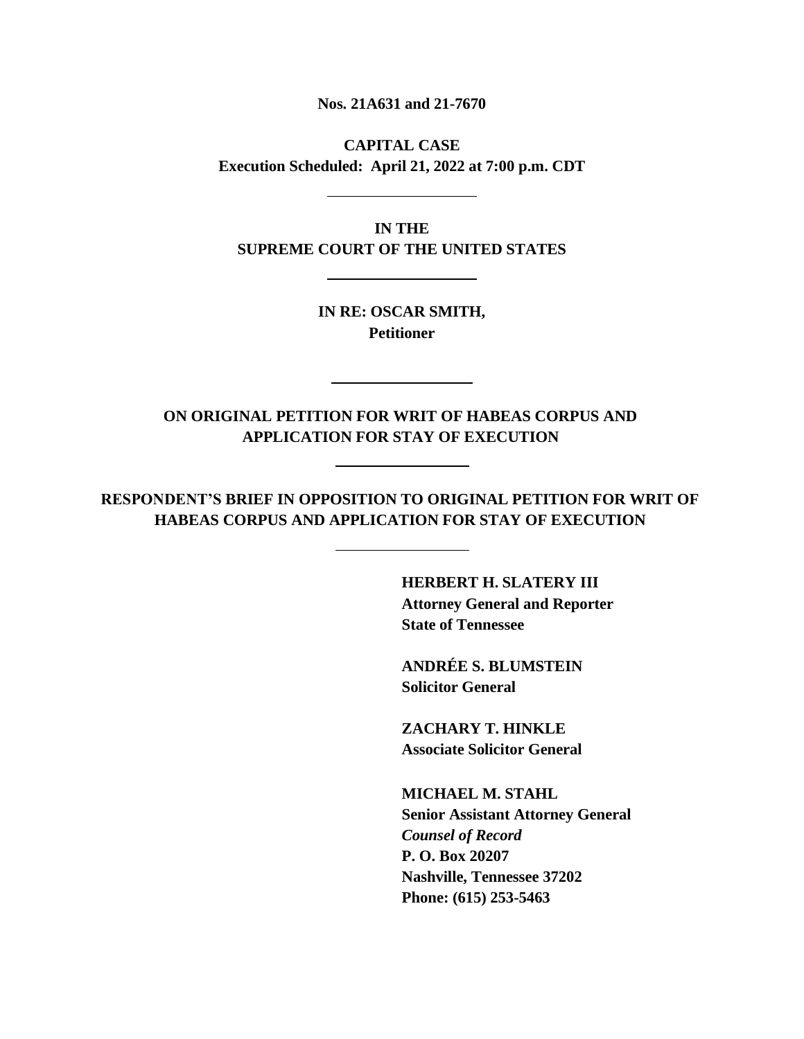**Nos. 21A631 and 21-7670**

**CAPITAL CASE**
**Execution Scheduled: April 21, 2022 at 7:00 p.m. CDT**

---

**IN THE**
**SUPREME COURT OF THE UNITED STATES**

---

**IN RE: OSCAR SMITH,**
**Petitioner**

---

**ON ORIGINAL PETITION FOR WRIT OF HABEAS CORPUS AND APPLICATION FOR STAY OF EXECUTION**

---

**RESPONDENT'S BRIEF IN OPPOSITION TO ORIGINAL PETITION FOR WRIT OF HABEAS CORPUS AND APPLICATION FOR STAY OF EXECUTION**

---

**HERBERT H. SLATERY III**
**Attorney General and Reporter**
**State of Tennessee**

**ANDRÉE S. BLUMSTEIN**
**Solicitor General**

**ZACHARY T. HINKLE**
**Associate Solicitor General**

**MICHAEL M. STAHL**
**Senior Assistant Attorney General**
***Counsel of Record***
**P. O. Box 20207**
**Nashville, Tennessee 37202**
**Phone: (615) 253-5463**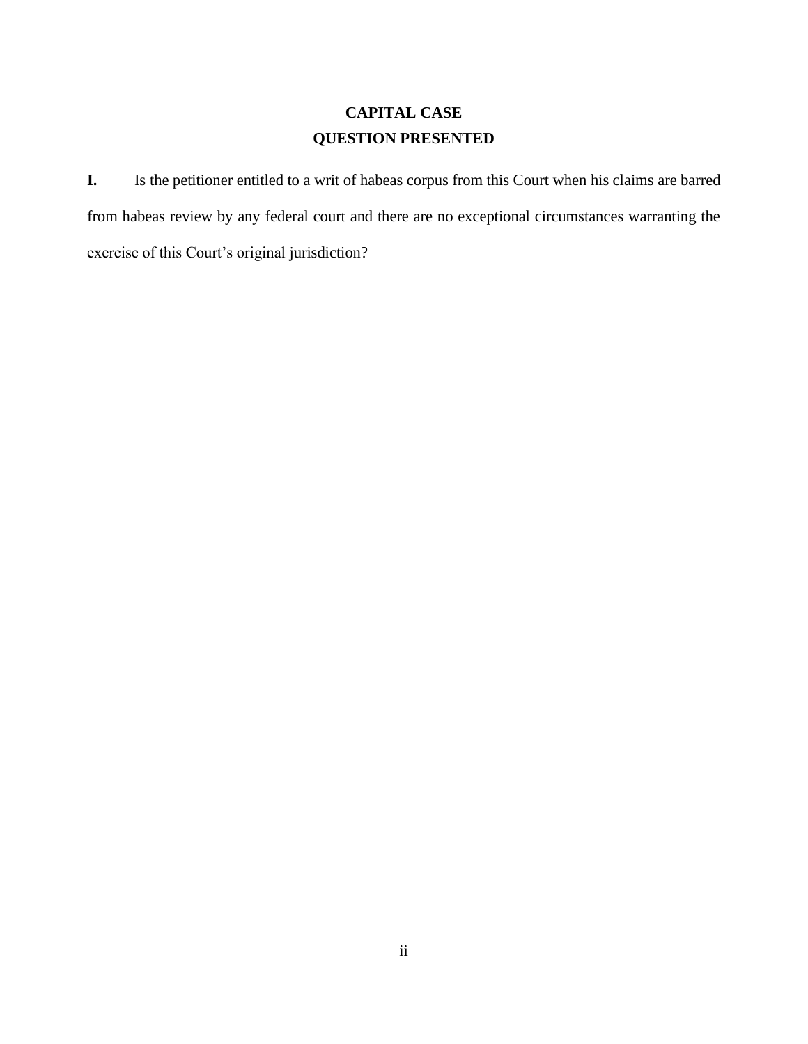# CAPITAL CASE

# QUESTION PRESENTED

**I.** Is the petitioner entitled to a writ of habeas corpus from this Court when his claims are barred from habeas review by any federal court and there are no exceptional circumstances warranting the exercise of this Court's original jurisdiction?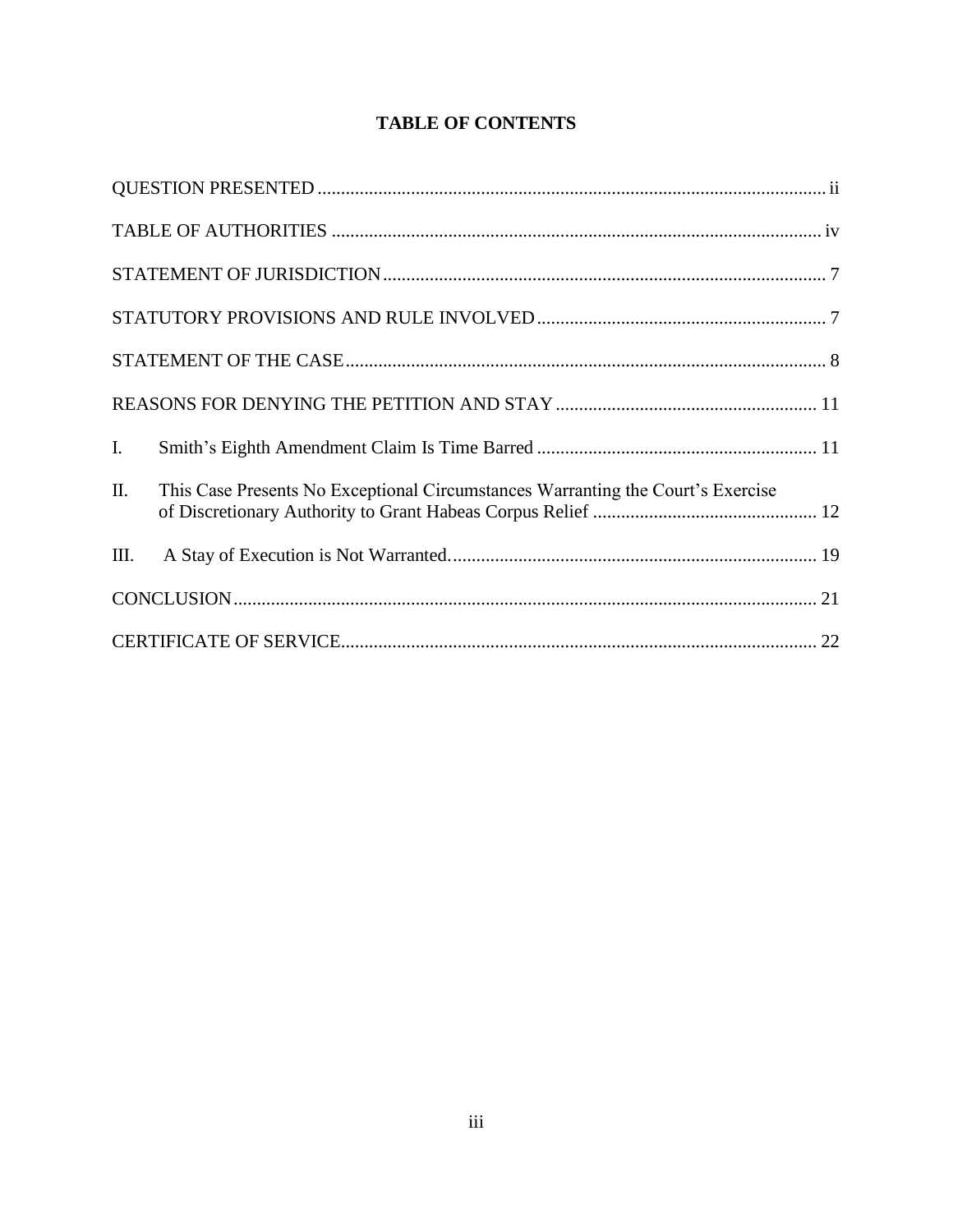# TABLE OF CONTENTS

QUESTION PRESENTED ............................................................................................................ ii

TABLE OF AUTHORITIES ........................................................................................................ iv

STATEMENT OF JURISDICTION .............................................................................................. 7

STATUTORY PROVISIONS AND RULE INVOLVED ............................................................. 7

STATEMENT OF THE CASE ....................................................................................................... 8

REASONS FOR DENYING THE PETITION AND STAY ....................................................... 11

I. Smith's Eighth Amendment Claim Is Time Barred ............................................................ 11

II. This Case Presents No Exceptional Circumstances Warranting the Court's Exercise of Discretionary Authority to Grant Habeas Corpus Relief ................................................ 12

III. A Stay of Execution is Not Warranted. .............................................................................. 19

CONCLUSION ............................................................................................................................ 21

CERTIFICATE OF SERVICE ..................................................................................................... 22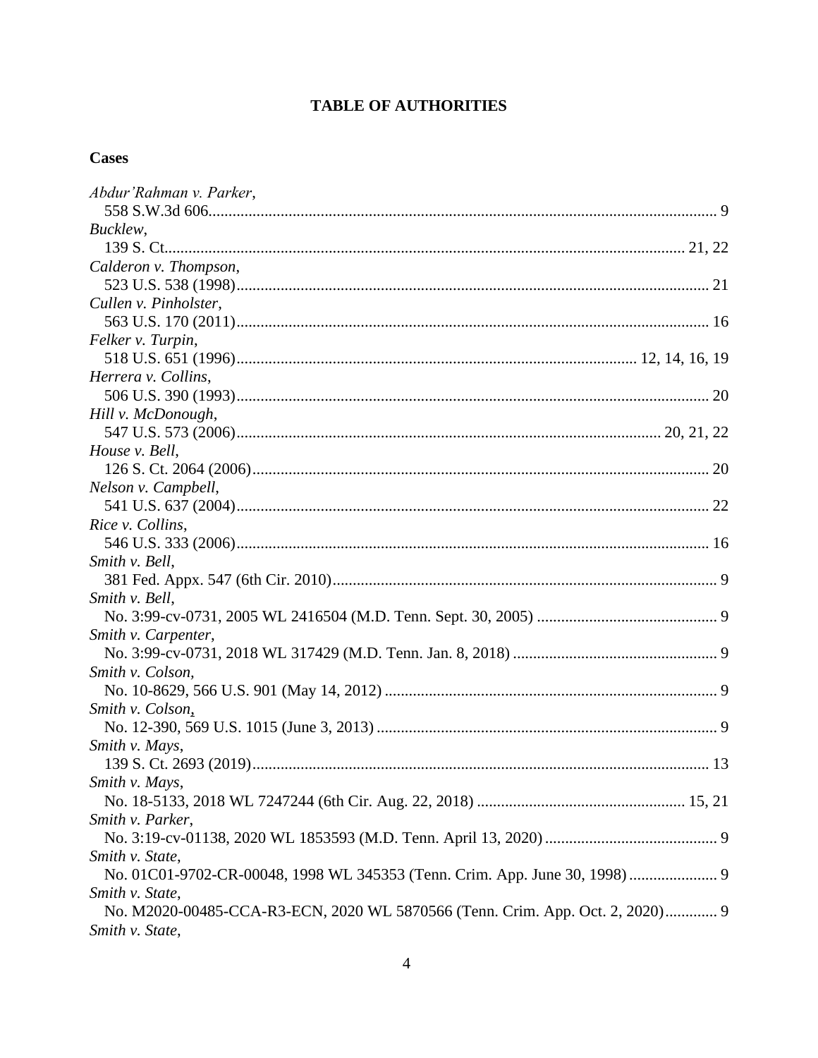# TABLE OF AUTHORITIES

## Cases

*Abdur'Rahman v. Parker*,
558 S.W.3d 606............................................................................................................... 9

*Bucklew*,
139 S. Ct.................................................................................................................. 21, 22

*Calderon v. Thompson*,
523 U.S. 538 (1998)....................................................................................................... 21

*Cullen v. Pinholster*,
563 U.S. 170 (2011)....................................................................................................... 16

*Felker v. Turpin*,
518 U.S. 651 (1996)................................................................................... 12, 14, 16, 19

*Herrera v. Collins*,
506 U.S. 390 (1993)....................................................................................................... 20

*Hill v. McDonough*,
547 U.S. 573 (2006)......................................................................................... 20, 21, 22

*House v. Bell*,
126 S. Ct. 2064 (2006)................................................................................................... 20

*Nelson v. Campbell*,
541 U.S. 637 (2004)....................................................................................................... 22

*Rice v. Collins*,
546 U.S. 333 (2006)....................................................................................................... 16

*Smith v. Bell*,
381 Fed. Appx. 547 (6th Cir. 2010)................................................................................ 9

*Smith v. Bell*,
No. 3:99-cv-0731, 2005 WL 2416504 (M.D. Tenn. Sept. 30, 2005) ............................................. 9

*Smith v. Carpenter*,
No. 3:99-cv-0731, 2018 WL 317429 (M.D. Tenn. Jan. 8, 2018) ................................................... 9

*Smith v. Colson*,
No. 10-8629, 566 U.S. 901 (May 14, 2012) .................................................................................. 9

*Smith v. Colson*,
No. 12-390, 569 U.S. 1015 (June 3, 2013) ..................................................................................... 9

*Smith v. Mays*,
139 S. Ct. 2693 (2019)................................................................................................... 13

*Smith v. Mays*,
No. 18-5133, 2018 WL 7247244 (6th Cir. Aug. 22, 2018) .................................................... 15, 21

*Smith v. Parker*,
No. 3:19-cv-01138, 2020 WL 1853593 (M.D. Tenn. April 13, 2020) ........................................... 9

*Smith v. State*,
No. 01C01-9702-CR-00048, 1998 WL 345353 (Tenn. Crim. App. June 30, 1998) ...................... 9

*Smith v. State*,
No. M2020-00485-CCA-R3-ECN, 2020 WL 5870566 (Tenn. Crim. App. Oct. 2, 2020)............. 9

*Smith v. State*,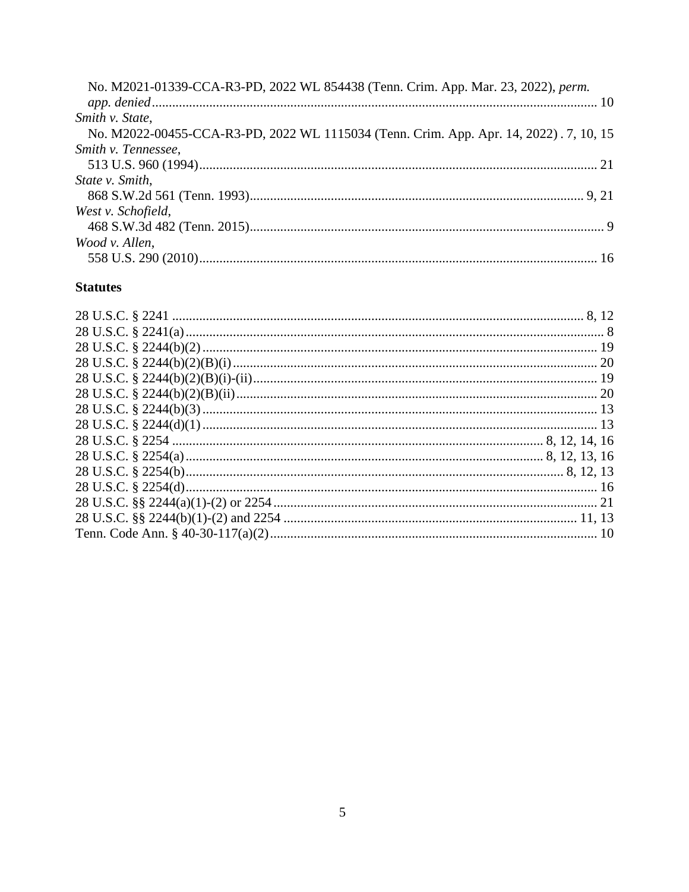No. M2021-01339-CCA-R3-PD, 2022 WL 854438 (Tenn. Crim. App. Mar. 23, 2022), *perm. app. denied* ........ 10

*Smith v. State*,
No. M2022-00455-CCA-R3-PD, 2022 WL 1115034 (Tenn. Crim. App. Apr. 14, 2022) . 7, 10, 15

*Smith v. Tennessee*,
513 U.S. 960 (1994) ........ 21

*State v. Smith*,
868 S.W.2d 561 (Tenn. 1993) ........ 9, 21

*West v. Schofield*,
468 S.W.3d 482 (Tenn. 2015) ........ 9

*Wood v. Allen*,
558 U.S. 290 (2010) ........ 16

**Statutes**

28 U.S.C. § 2241 ........ 8, 12
28 U.S.C. § 2241(a) ........ 8
28 U.S.C. § 2244(b)(2) ........ 19
28 U.S.C. § 2244(b)(2)(B)(i) ........ 20
28 U.S.C. § 2244(b)(2)(B)(i)-(ii) ........ 19
28 U.S.C. § 2244(b)(2)(B)(ii) ........ 20
28 U.S.C. § 2244(b)(3) ........ 13
28 U.S.C. § 2244(d)(1) ........ 13
28 U.S.C. § 2254 ........ 8, 12, 14, 16
28 U.S.C. § 2254(a) ........ 8, 12, 13, 16
28 U.S.C. § 2254(b) ........ 8, 12, 13
28 U.S.C. § 2254(d) ........ 16
28 U.S.C. §§ 2244(a)(1)-(2) or 2254 ........ 21
28 U.S.C. §§ 2244(b)(1)-(2) and 2254 ........ 11, 13
Tenn. Code Ann. § 40-30-117(a)(2) ........ 10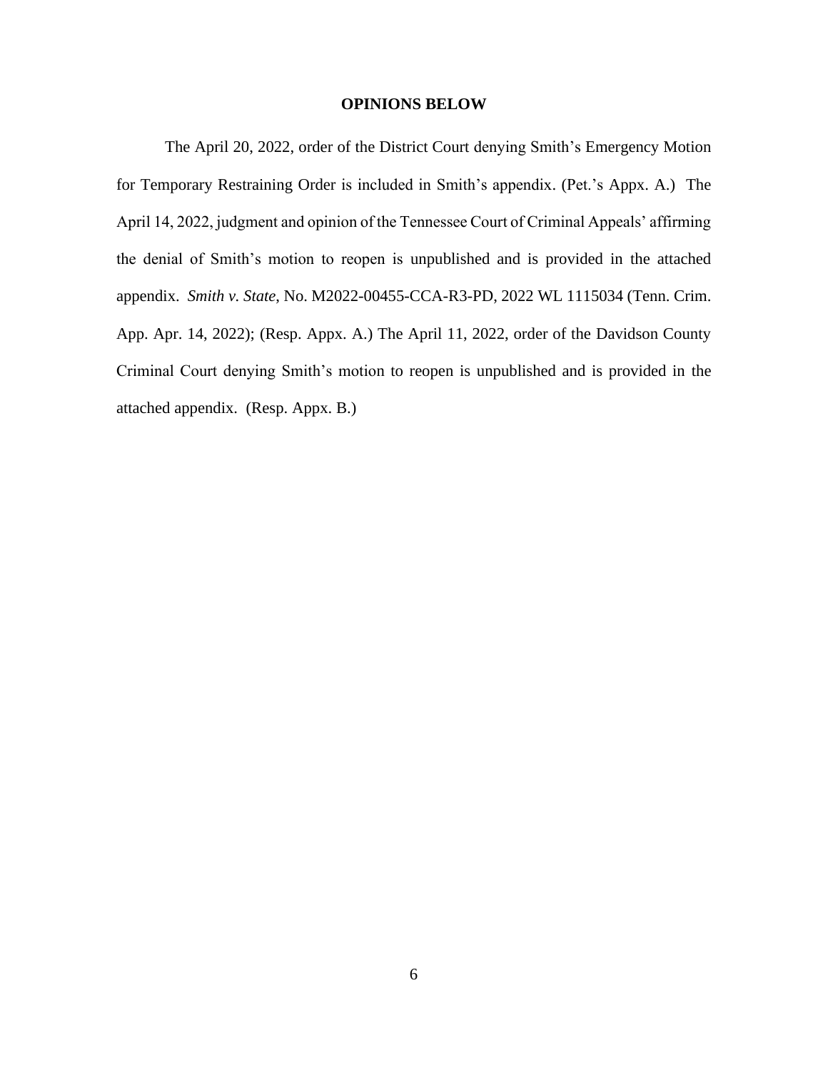## OPINIONS BELOW

The April 20, 2022, order of the District Court denying Smith's Emergency Motion for Temporary Restraining Order is included in Smith's appendix. (Pet.'s Appx. A.) The April 14, 2022, judgment and opinion of the Tennessee Court of Criminal Appeals' affirming the denial of Smith's motion to reopen is unpublished and is provided in the attached appendix. *Smith v. State*, No. M2022-00455-CCA-R3-PD, 2022 WL 1115034 (Tenn. Crim. App. Apr. 14, 2022); (Resp. Appx. A.) The April 11, 2022, order of the Davidson County Criminal Court denying Smith's motion to reopen is unpublished and is provided in the attached appendix. (Resp. Appx. B.)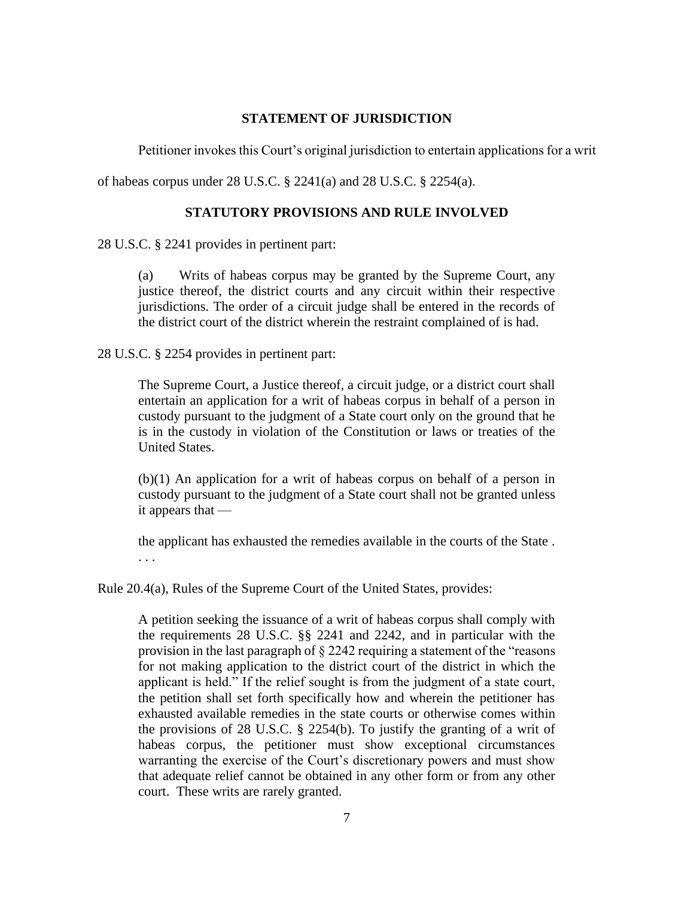## STATEMENT OF JURISDICTION

Petitioner invokes this Court's original jurisdiction to entertain applications for a writ of habeas corpus under 28 U.S.C. § 2241(a) and 28 U.S.C. § 2254(a).

## STATUTORY PROVISIONS AND RULE INVOLVED

28 U.S.C. § 2241 provides in pertinent part:

> (a) Writs of habeas corpus may be granted by the Supreme Court, any justice thereof, the district courts and any circuit within their respective jurisdictions. The order of a circuit judge shall be entered in the records of the district court of the district wherein the restraint complained of is had.

28 U.S.C. § 2254 provides in pertinent part:

> The Supreme Court, a Justice thereof, a circuit judge, or a district court shall entertain an application for a writ of habeas corpus in behalf of a person in custody pursuant to the judgment of a State court only on the ground that he is in the custody in violation of the Constitution or laws or treaties of the United States.
>
> (b)(1) An application for a writ of habeas corpus on behalf of a person in custody pursuant to the judgment of a State court shall not be granted unless it appears that —
>
> the applicant has exhausted the remedies available in the courts of the State . . . .

Rule 20.4(a), Rules of the Supreme Court of the United States, provides:

> A petition seeking the issuance of a writ of habeas corpus shall comply with the requirements 28 U.S.C. §§ 2241 and 2242, and in particular with the provision in the last paragraph of § 2242 requiring a statement of the "reasons for not making application to the district court of the district in which the applicant is held." If the relief sought is from the judgment of a state court, the petition shall set forth specifically how and wherein the petitioner has exhausted available remedies in the state courts or otherwise comes within the provisions of 28 U.S.C. § 2254(b). To justify the granting of a writ of habeas corpus, the petitioner must show exceptional circumstances warranting the exercise of the Court's discretionary powers and must show that adequate relief cannot be obtained in any other form or from any other court. These writs are rarely granted.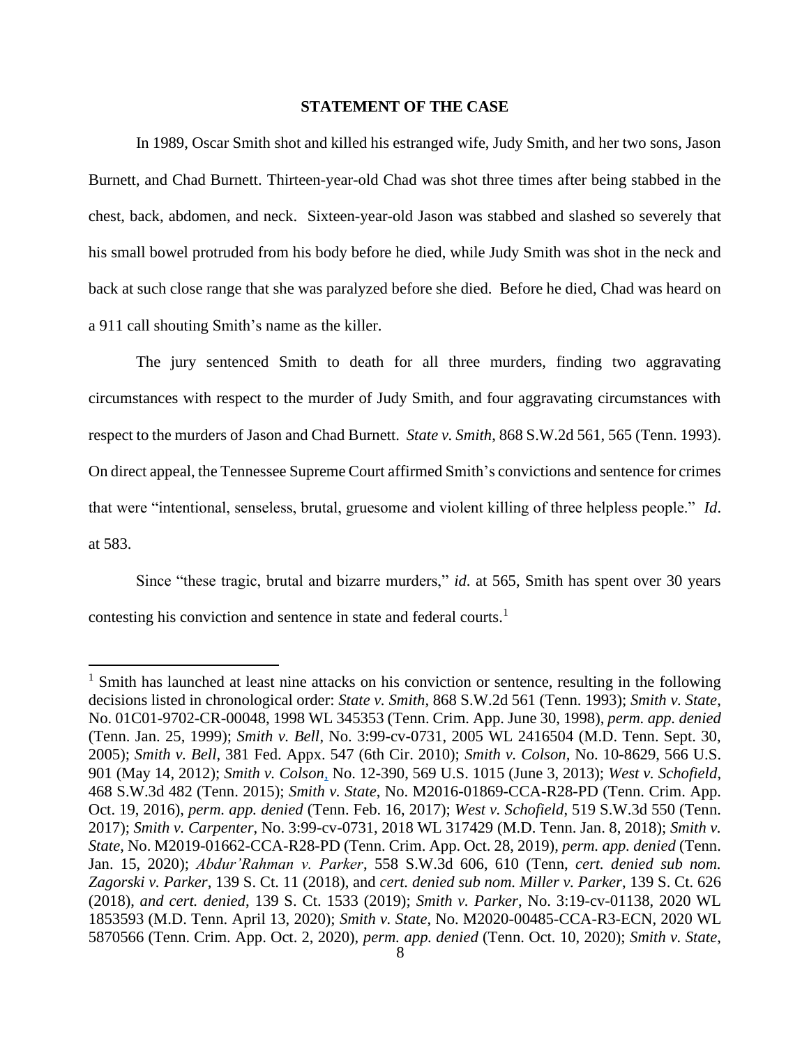## STATEMENT OF THE CASE

In 1989, Oscar Smith shot and killed his estranged wife, Judy Smith, and her two sons, Jason Burnett, and Chad Burnett. Thirteen-year-old Chad was shot three times after being stabbed in the chest, back, abdomen, and neck. Sixteen-year-old Jason was stabbed and slashed so severely that his small bowel protruded from his body before he died, while Judy Smith was shot in the neck and back at such close range that she was paralyzed before she died. Before he died, Chad was heard on a 911 call shouting Smith's name as the killer.

The jury sentenced Smith to death for all three murders, finding two aggravating circumstances with respect to the murder of Judy Smith, and four aggravating circumstances with respect to the murders of Jason and Chad Burnett. *State v. Smith*, 868 S.W.2d 561, 565 (Tenn. 1993). On direct appeal, the Tennessee Supreme Court affirmed Smith's convictions and sentence for crimes that were "intentional, senseless, brutal, gruesome and violent killing of three helpless people." *Id*. at 583.

Since "these tragic, brutal and bizarre murders," *id*. at 565, Smith has spent over 30 years contesting his conviction and sentence in state and federal courts.[1]

[1] Smith has launched at least nine attacks on his conviction or sentence, resulting in the following decisions listed in chronological order: *State v. Smith*, 868 S.W.2d 561 (Tenn. 1993); *Smith v. State*, No. 01C01-9702-CR-00048, 1998 WL 345353 (Tenn. Crim. App. June 30, 1998), *perm. app. denied* (Tenn. Jan. 25, 1999); *Smith v. Bell*, No. 3:99-cv-0731, 2005 WL 2416504 (M.D. Tenn. Sept. 30, 2005); *Smith v. Bell*, 381 Fed. Appx. 547 (6th Cir. 2010); *Smith v. Colson*, No. 10-8629, 566 U.S. 901 (May 14, 2012); *Smith v. Colson*, No. 12-390, 569 U.S. 1015 (June 3, 2013); *West v. Schofield*, 468 S.W.3d 482 (Tenn. 2015); *Smith v. State*, No. M2016-01869-CCA-R28-PD (Tenn. Crim. App. Oct. 19, 2016), *perm. app. denied* (Tenn. Feb. 16, 2017); *West v. Schofield*, 519 S.W.3d 550 (Tenn. 2017); *Smith v. Carpenter*, No. 3:99-cv-0731, 2018 WL 317429 (M.D. Tenn. Jan. 8, 2018); *Smith v. State*, No. M2019-01662-CCA-R28-PD (Tenn. Crim. App. Oct. 28, 2019), *perm. app. denied* (Tenn. Jan. 15, 2020); *Abdur'Rahman v. Parker*, 558 S.W.3d 606, 610 (Tenn, *cert. denied sub nom. Zagorski v. Parker*, 139 S. Ct. 11 (2018), and *cert. denied sub nom. Miller v. Parker*, 139 S. Ct. 626 (2018), *and cert. denied*, 139 S. Ct. 1533 (2019); *Smith v. Parker*, No. 3:19-cv-01138, 2020 WL 1853593 (M.D. Tenn. April 13, 2020); *Smith v. State*, No. M2020-00485-CCA-R3-ECN, 2020 WL 5870566 (Tenn. Crim. App. Oct. 2, 2020), *perm. app. denied* (Tenn. Oct. 10, 2020); *Smith v. State*,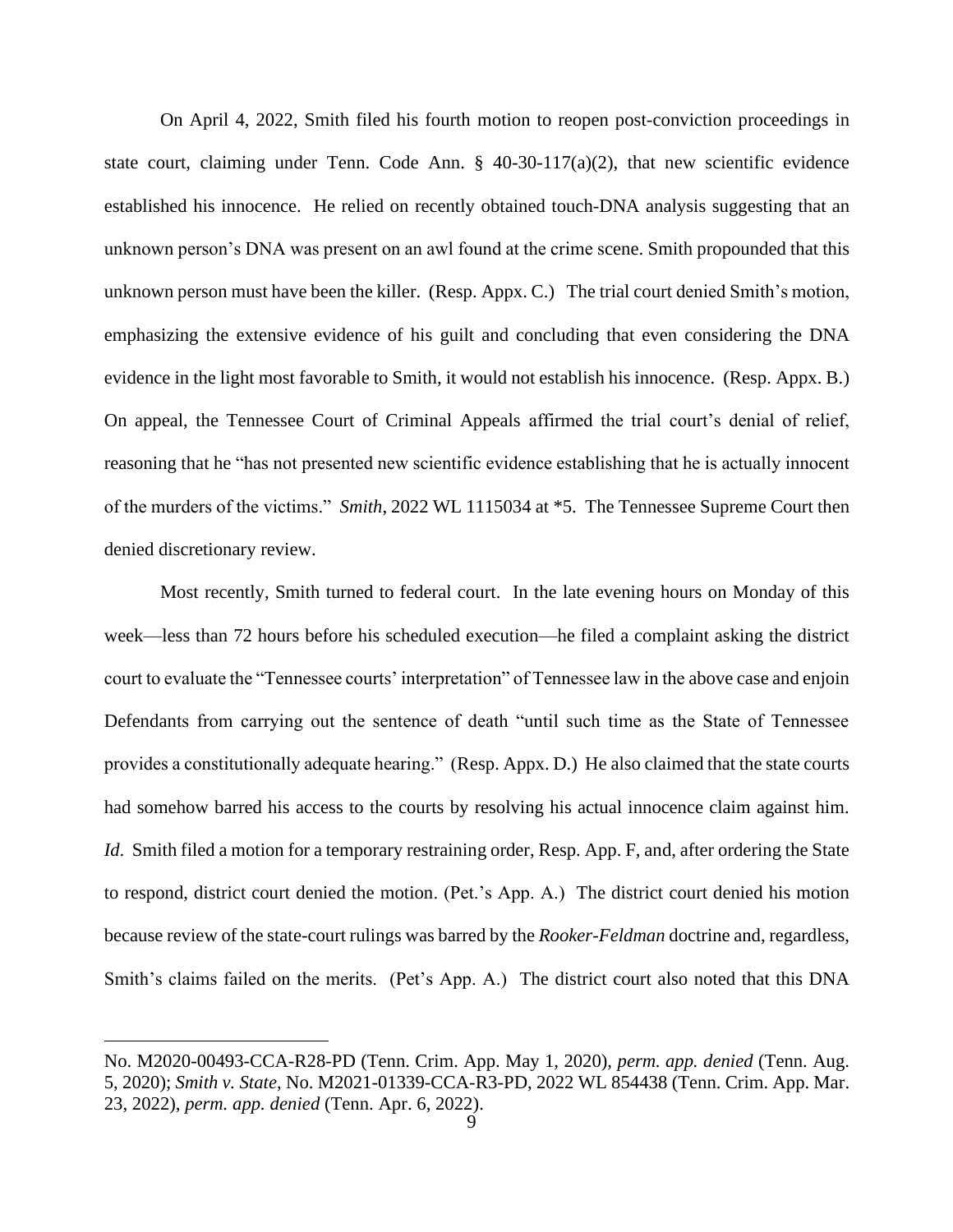On April 4, 2022, Smith filed his fourth motion to reopen post-conviction proceedings in state court, claiming under Tenn. Code Ann. § 40-30-117(a)(2), that new scientific evidence established his innocence. He relied on recently obtained touch-DNA analysis suggesting that an unknown person's DNA was present on an awl found at the crime scene. Smith propounded that this unknown person must have been the killer. (Resp. Appx. C.) The trial court denied Smith's motion, emphasizing the extensive evidence of his guilt and concluding that even considering the DNA evidence in the light most favorable to Smith, it would not establish his innocence. (Resp. Appx. B.) On appeal, the Tennessee Court of Criminal Appeals affirmed the trial court's denial of relief, reasoning that he "has not presented new scientific evidence establishing that he is actually innocent of the murders of the victims." *Smith*, 2022 WL 1115034 at *5. The Tennessee Supreme Court then denied discretionary review.

Most recently, Smith turned to federal court. In the late evening hours on Monday of this week—less than 72 hours before his scheduled execution—he filed a complaint asking the district court to evaluate the "Tennessee courts' interpretation" of Tennessee law in the above case and enjoin Defendants from carrying out the sentence of death "until such time as the State of Tennessee provides a constitutionally adequate hearing." (Resp. Appx. D.) He also claimed that the state courts had somehow barred his access to the courts by resolving his actual innocence claim against him. *Id*. Smith filed a motion for a temporary restraining order, Resp. App. F, and, after ordering the State to respond, district court denied the motion. (Pet.'s App. A.) The district court denied his motion because review of the state-court rulings was barred by the *Rooker-Feldman* doctrine and, regardless, Smith's claims failed on the merits. (Pet's App. A.) The district court also noted that this DNA

---

No. M2020-00493-CCA-R28-PD (Tenn. Crim. App. May 1, 2020), *perm. app. denied* (Tenn. Aug. 5, 2020); *Smith v. State*, No. M2021-01339-CCA-R3-PD, 2022 WL 854438 (Tenn. Crim. App. Mar. 23, 2022), *perm. app. denied* (Tenn. Apr. 6, 2022).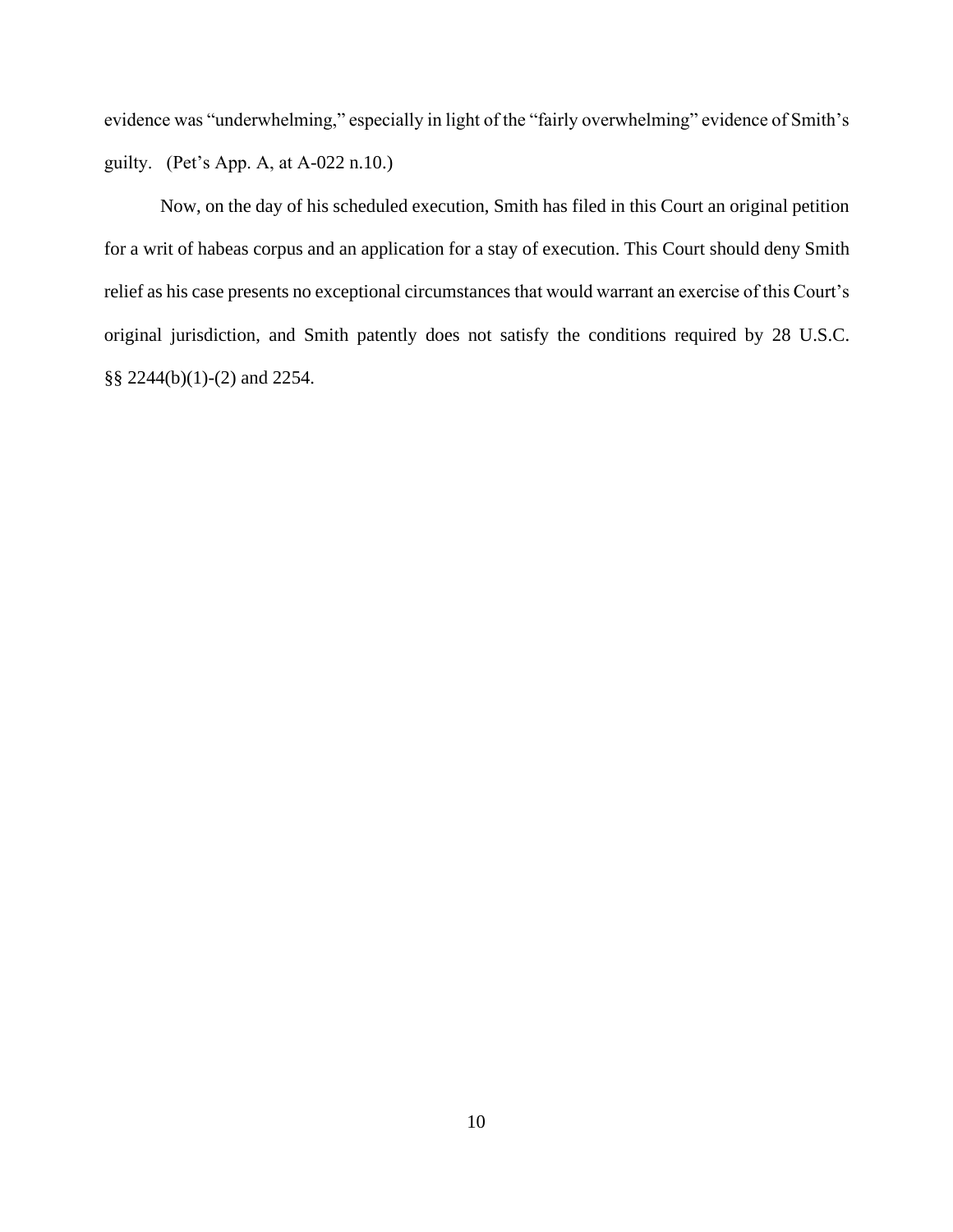evidence was "underwhelming," especially in light of the "fairly overwhelming" evidence of Smith's guilty. (Pet's App. A, at A-022 n.10.)

Now, on the day of his scheduled execution, Smith has filed in this Court an original petition for a writ of habeas corpus and an application for a stay of execution. This Court should deny Smith relief as his case presents no exceptional circumstances that would warrant an exercise of this Court's original jurisdiction, and Smith patently does not satisfy the conditions required by 28 U.S.C. §§ 2244(b)(1)-(2) and 2254.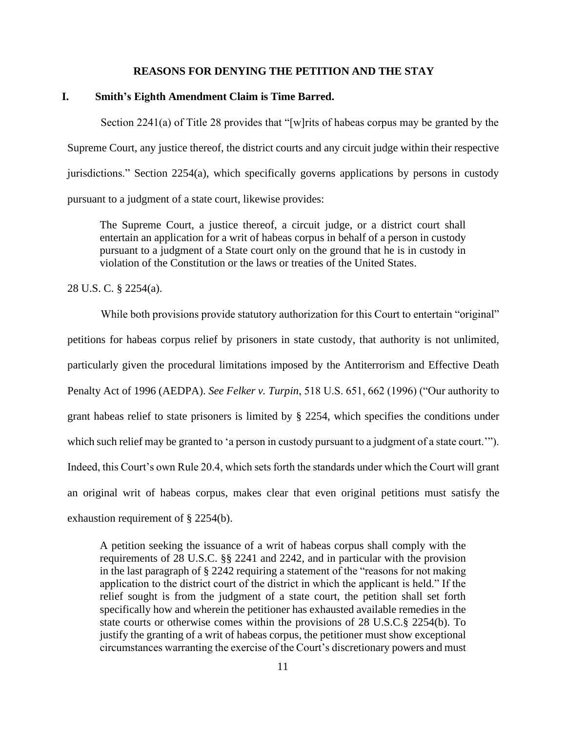## REASONS FOR DENYING THE PETITION AND THE STAY

### I. Smith's Eighth Amendment Claim is Time Barred.

Section 2241(a) of Title 28 provides that "[w]rits of habeas corpus may be granted by the Supreme Court, any justice thereof, the district courts and any circuit judge within their respective jurisdictions." Section 2254(a), which specifically governs applications by persons in custody pursuant to a judgment of a state court, likewise provides:

> The Supreme Court, a justice thereof, a circuit judge, or a district court shall entertain an application for a writ of habeas corpus in behalf of a person in custody pursuant to a judgment of a State court only on the ground that he is in custody in violation of the Constitution or the laws or treaties of the United States.

28 U.S. C. § 2254(a).

While both provisions provide statutory authorization for this Court to entertain "original" petitions for habeas corpus relief by prisoners in state custody, that authority is not unlimited, particularly given the procedural limitations imposed by the Antiterrorism and Effective Death Penalty Act of 1996 (AEDPA). *See Felker v. Turpin*, 518 U.S. 651, 662 (1996) ("Our authority to grant habeas relief to state prisoners is limited by § 2254, which specifies the conditions under which such relief may be granted to 'a person in custody pursuant to a judgment of a state court.'"). Indeed, this Court's own Rule 20.4, which sets forth the standards under which the Court will grant an original writ of habeas corpus, makes clear that even original petitions must satisfy the exhaustion requirement of § 2254(b).

> A petition seeking the issuance of a writ of habeas corpus shall comply with the requirements of 28 U.S.C. §§ 2241 and 2242, and in particular with the provision in the last paragraph of § 2242 requiring a statement of the "reasons for not making application to the district court of the district in which the applicant is held." If the relief sought is from the judgment of a state court, the petition shall set forth specifically how and wherein the petitioner has exhausted available remedies in the state courts or otherwise comes within the provisions of 28 U.S.C.§ 2254(b). To justify the granting of a writ of habeas corpus, the petitioner must show exceptional circumstances warranting the exercise of the Court's discretionary powers and must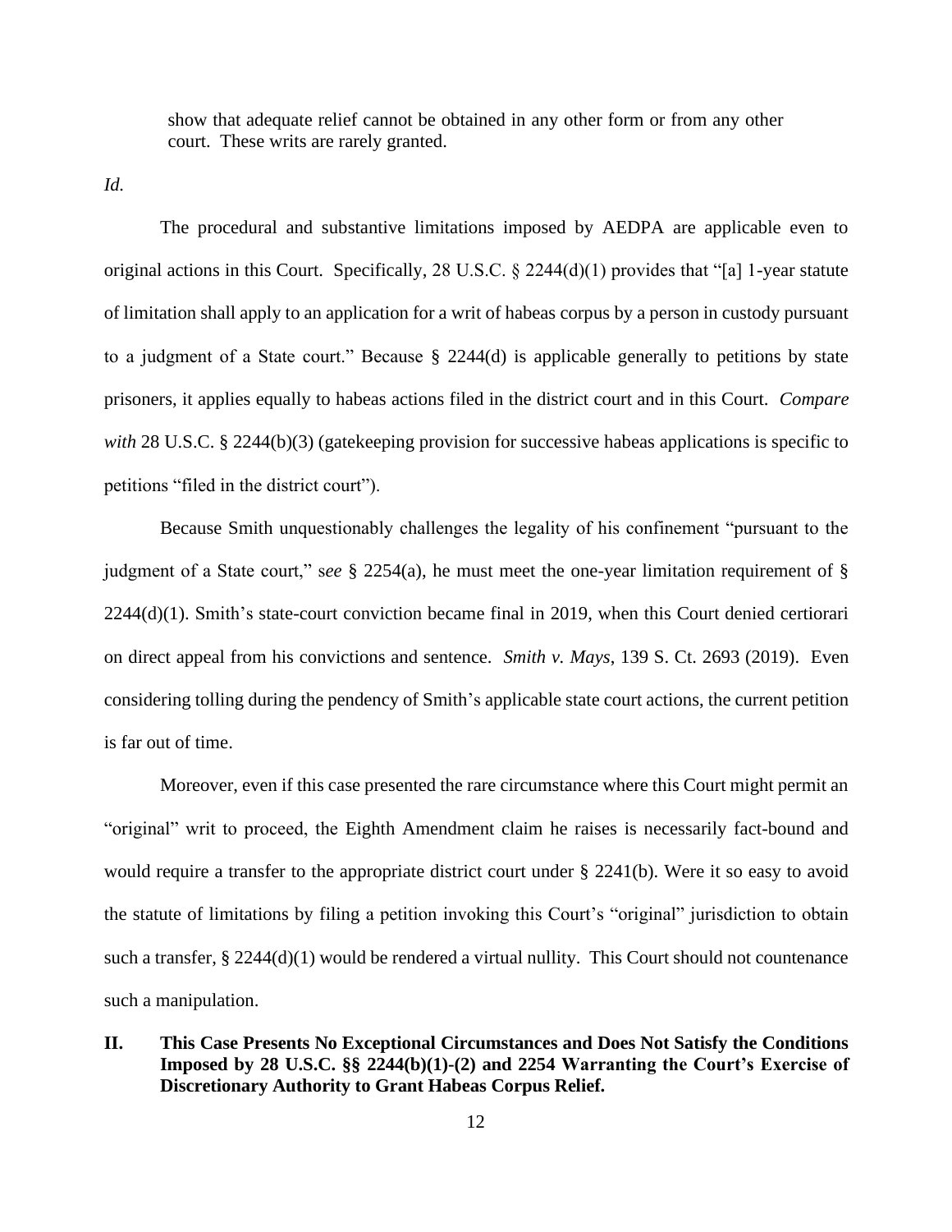> show that adequate relief cannot be obtained in any other form or from any other court. These writs are rarely granted.

*Id.*

The procedural and substantive limitations imposed by AEDPA are applicable even to original actions in this Court. Specifically, 28 U.S.C. § 2244(d)(1) provides that "[a] 1-year statute of limitation shall apply to an application for a writ of habeas corpus by a person in custody pursuant to a judgment of a State court." Because § 2244(d) is applicable generally to petitions by state prisoners, it applies equally to habeas actions filed in the district court and in this Court. *Compare with* 28 U.S.C. § 2244(b)(3) (gatekeeping provision for successive habeas applications is specific to petitions "filed in the district court").

Because Smith unquestionably challenges the legality of his confinement "pursuant to the judgment of a State court," s*ee* § 2254(a), he must meet the one-year limitation requirement of § 2244(d)(1). Smith's state-court conviction became final in 2019, when this Court denied certiorari on direct appeal from his convictions and sentence. *Smith v. Mays*, 139 S. Ct. 2693 (2019). Even considering tolling during the pendency of Smith's applicable state court actions, the current petition is far out of time.

Moreover, even if this case presented the rare circumstance where this Court might permit an "original" writ to proceed, the Eighth Amendment claim he raises is necessarily fact-bound and would require a transfer to the appropriate district court under § 2241(b). Were it so easy to avoid the statute of limitations by filing a petition invoking this Court's "original" jurisdiction to obtain such a transfer, § 2244(d)(1) would be rendered a virtual nullity. This Court should not countenance such a manipulation.

## II. This Case Presents No Exceptional Circumstances and Does Not Satisfy the Conditions Imposed by 28 U.S.C. §§ 2244(b)(1)-(2) and 2254 Warranting the Court's Exercise of Discretionary Authority to Grant Habeas Corpus Relief.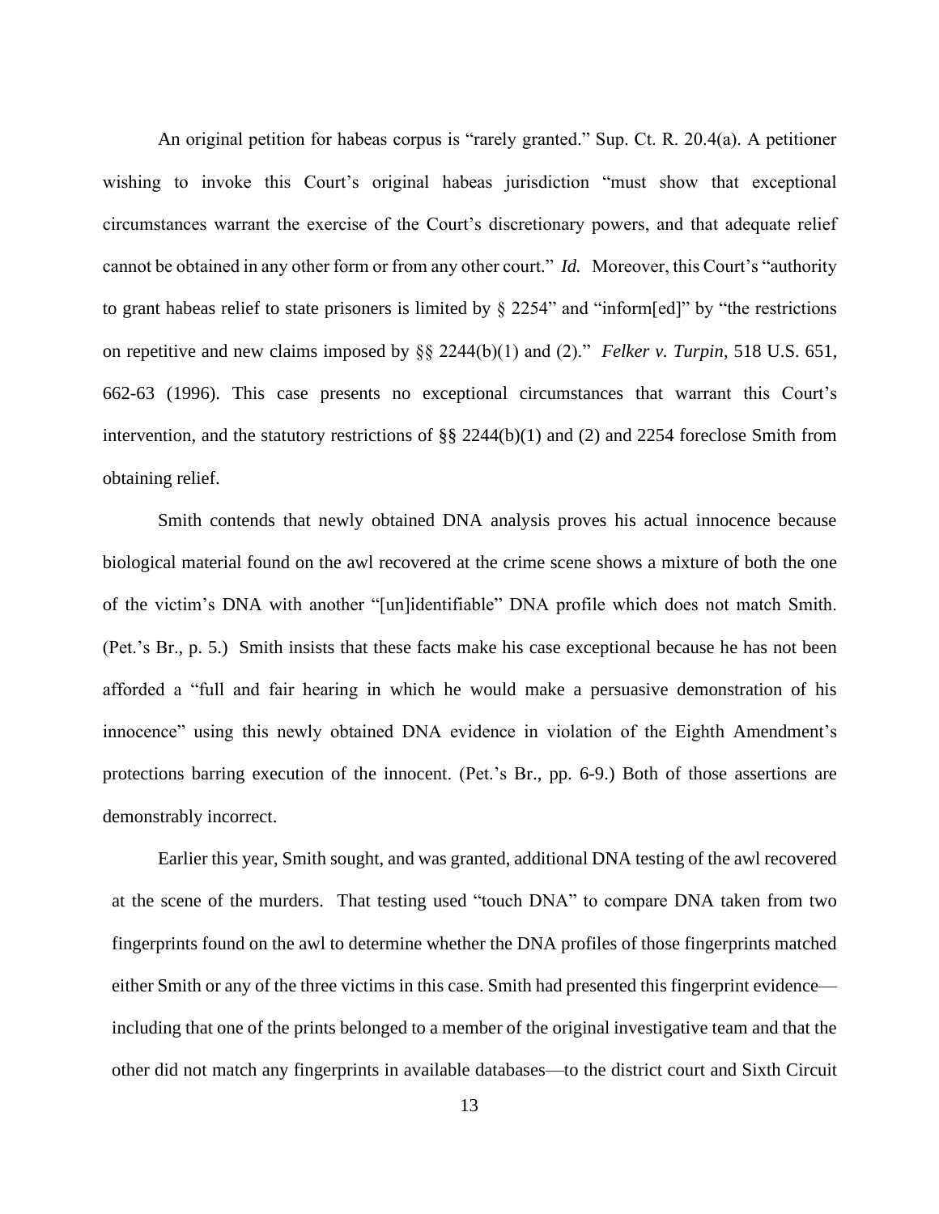An original petition for habeas corpus is "rarely granted." Sup. Ct. R. 20.4(a). A petitioner wishing to invoke this Court's original habeas jurisdiction "must show that exceptional circumstances warrant the exercise of the Court's discretionary powers, and that adequate relief cannot be obtained in any other form or from any other court." *Id.* Moreover, this Court's "authority to grant habeas relief to state prisoners is limited by § 2254" and "inform[ed]" by "the restrictions on repetitive and new claims imposed by §§ 2244(b)(1) and (2)." *Felker v. Turpin*, 518 U.S. 651, 662-63 (1996). This case presents no exceptional circumstances that warrant this Court's intervention, and the statutory restrictions of §§ 2244(b)(1) and (2) and 2254 foreclose Smith from obtaining relief.

Smith contends that newly obtained DNA analysis proves his actual innocence because biological material found on the awl recovered at the crime scene shows a mixture of both the one of the victim's DNA with another "[un]identifiable" DNA profile which does not match Smith. (Pet.'s Br., p. 5.) Smith insists that these facts make his case exceptional because he has not been afforded a "full and fair hearing in which he would make a persuasive demonstration of his innocence" using this newly obtained DNA evidence in violation of the Eighth Amendment's protections barring execution of the innocent. (Pet.'s Br., pp. 6-9.) Both of those assertions are demonstrably incorrect.

Earlier this year, Smith sought, and was granted, additional DNA testing of the awl recovered at the scene of the murders. That testing used "touch DNA" to compare DNA taken from two fingerprints found on the awl to determine whether the DNA profiles of those fingerprints matched either Smith or any of the three victims in this case. Smith had presented this fingerprint evidence—including that one of the prints belonged to a member of the original investigative team and that the other did not match any fingerprints in available databases—to the district court and Sixth Circuit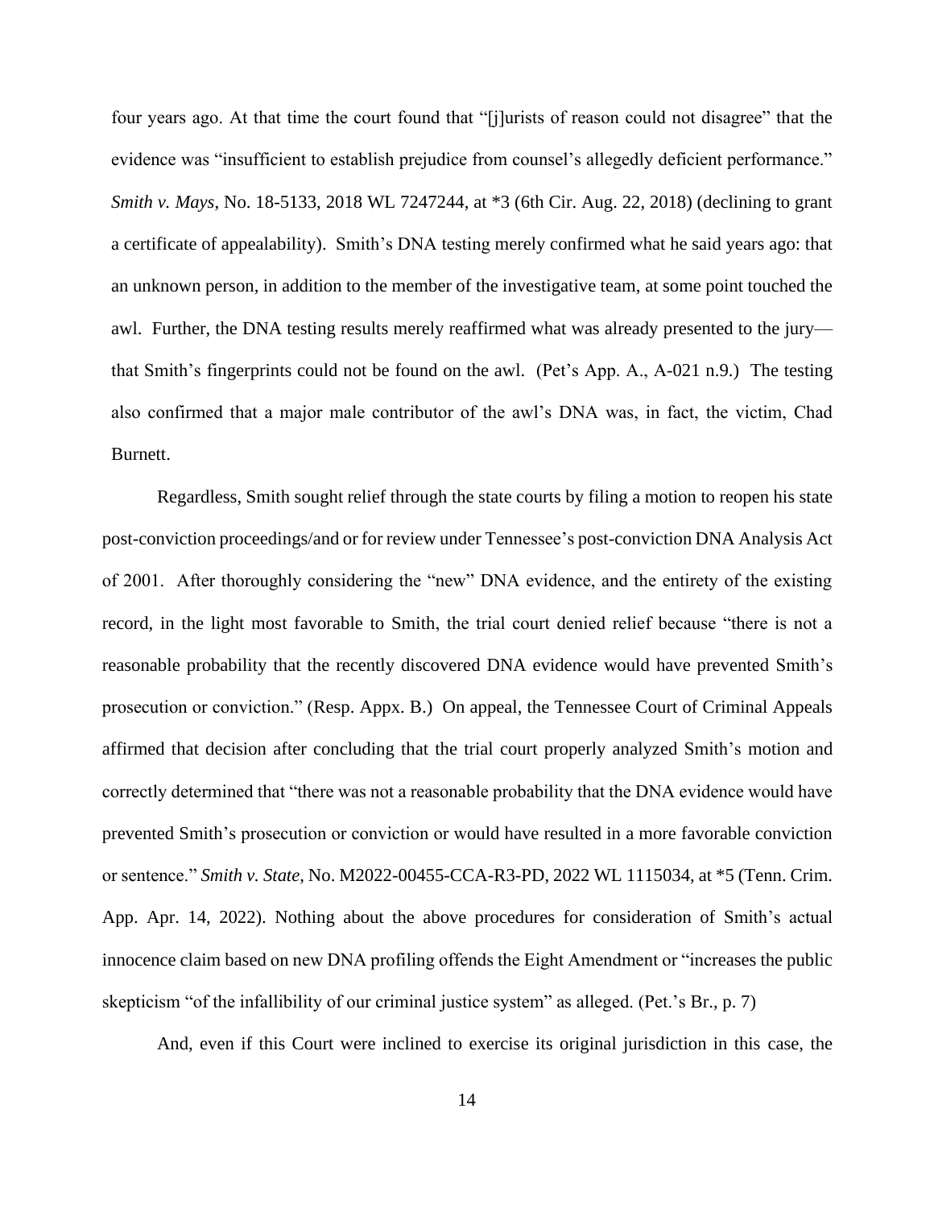four years ago. At that time the court found that "[j]urists of reason could not disagree" that the evidence was "insufficient to establish prejudice from counsel's allegedly deficient performance." *Smith v. Mays*, No. 18-5133, 2018 WL 7247244, at *3 (6th Cir. Aug. 22, 2018) (declining to grant a certificate of appealability). Smith's DNA testing merely confirmed what he said years ago: that an unknown person, in addition to the member of the investigative team, at some point touched the awl. Further, the DNA testing results merely reaffirmed what was already presented to the jury—that Smith's fingerprints could not be found on the awl. (Pet's App. A., A-021 n.9.) The testing also confirmed that a major male contributor of the awl's DNA was, in fact, the victim, Chad Burnett.

Regardless, Smith sought relief through the state courts by filing a motion to reopen his state post-conviction proceedings/and or for review under Tennessee's post-conviction DNA Analysis Act of 2001. After thoroughly considering the "new" DNA evidence, and the entirety of the existing record, in the light most favorable to Smith, the trial court denied relief because "there is not a reasonable probability that the recently discovered DNA evidence would have prevented Smith's prosecution or conviction." (Resp. Appx. B.) On appeal, the Tennessee Court of Criminal Appeals affirmed that decision after concluding that the trial court properly analyzed Smith's motion and correctly determined that "there was not a reasonable probability that the DNA evidence would have prevented Smith's prosecution or conviction or would have resulted in a more favorable conviction or sentence." *Smith v. State*, No. M2022-00455-CCA-R3-PD, 2022 WL 1115034, at *5 (Tenn. Crim. App. Apr. 14, 2022). Nothing about the above procedures for consideration of Smith's actual innocence claim based on new DNA profiling offends the Eight Amendment or "increases the public skepticism "of the infallibility of our criminal justice system" as alleged. (Pet.'s Br., p. 7)

And, even if this Court were inclined to exercise its original jurisdiction in this case, the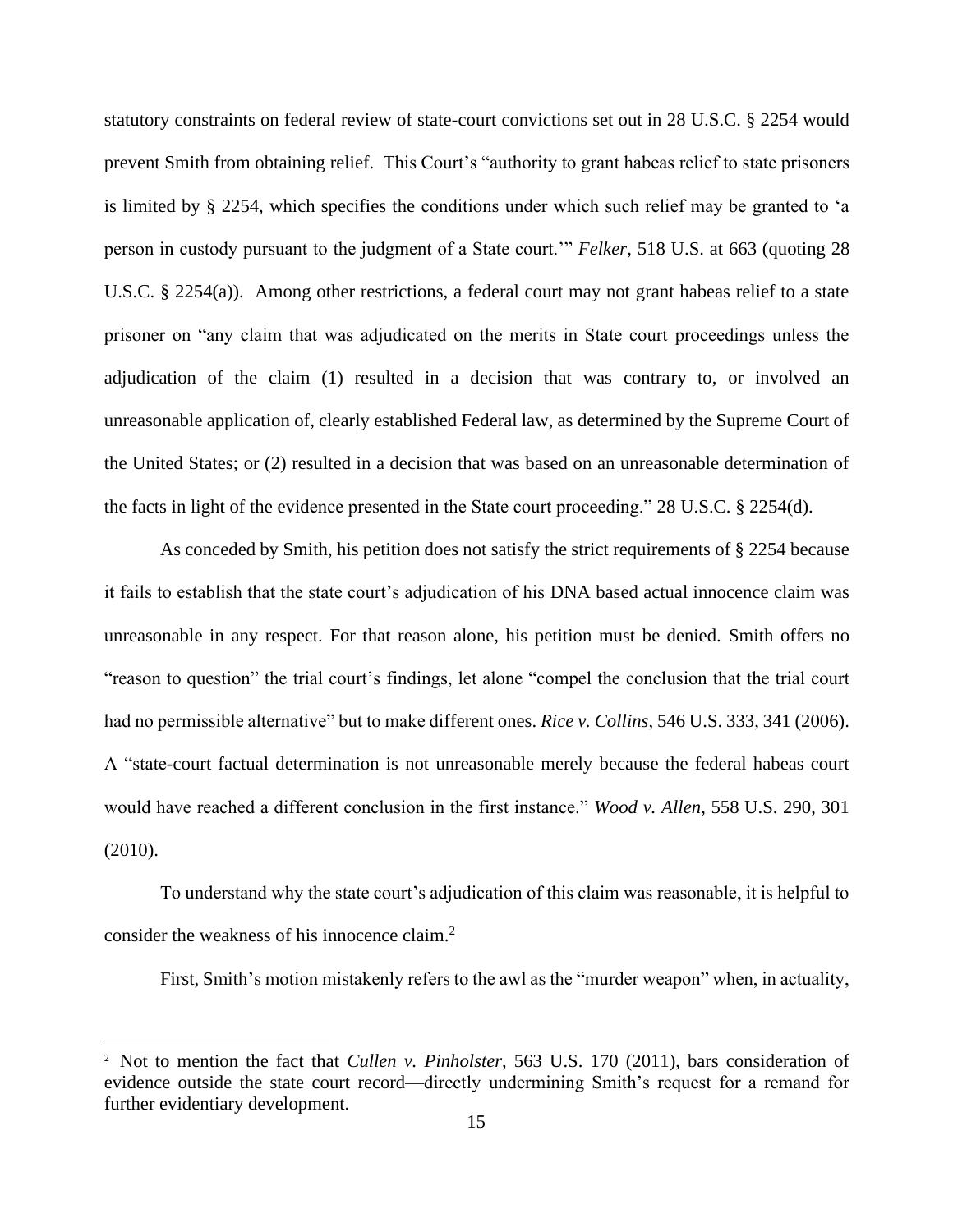statutory constraints on federal review of state-court convictions set out in 28 U.S.C. § 2254 would prevent Smith from obtaining relief. This Court's "authority to grant habeas relief to state prisoners is limited by § 2254, which specifies the conditions under which such relief may be granted to 'a person in custody pursuant to the judgment of a State court.'" *Felker*, 518 U.S. at 663 (quoting 28 U.S.C. § 2254(a)). Among other restrictions, a federal court may not grant habeas relief to a state prisoner on "any claim that was adjudicated on the merits in State court proceedings unless the adjudication of the claim (1) resulted in a decision that was contrary to, or involved an unreasonable application of, clearly established Federal law, as determined by the Supreme Court of the United States; or (2) resulted in a decision that was based on an unreasonable determination of the facts in light of the evidence presented in the State court proceeding." 28 U.S.C. § 2254(d).

As conceded by Smith, his petition does not satisfy the strict requirements of § 2254 because it fails to establish that the state court's adjudication of his DNA based actual innocence claim was unreasonable in any respect. For that reason alone, his petition must be denied. Smith offers no "reason to question" the trial court's findings, let alone "compel the conclusion that the trial court had no permissible alternative" but to make different ones. *Rice v. Collins*, 546 U.S. 333, 341 (2006). A "state-court factual determination is not unreasonable merely because the federal habeas court would have reached a different conclusion in the first instance." *Wood v. Allen*, 558 U.S. 290, 301 (2010).

To understand why the state court's adjudication of this claim was reasonable, it is helpful to consider the weakness of his innocence claim.[2]

First, Smith's motion mistakenly refers to the awl as the "murder weapon" when, in actuality,

[2] Not to mention the fact that *Cullen v. Pinholster*, 563 U.S. 170 (2011), bars consideration of evidence outside the state court record—directly undermining Smith's request for a remand for further evidentiary development.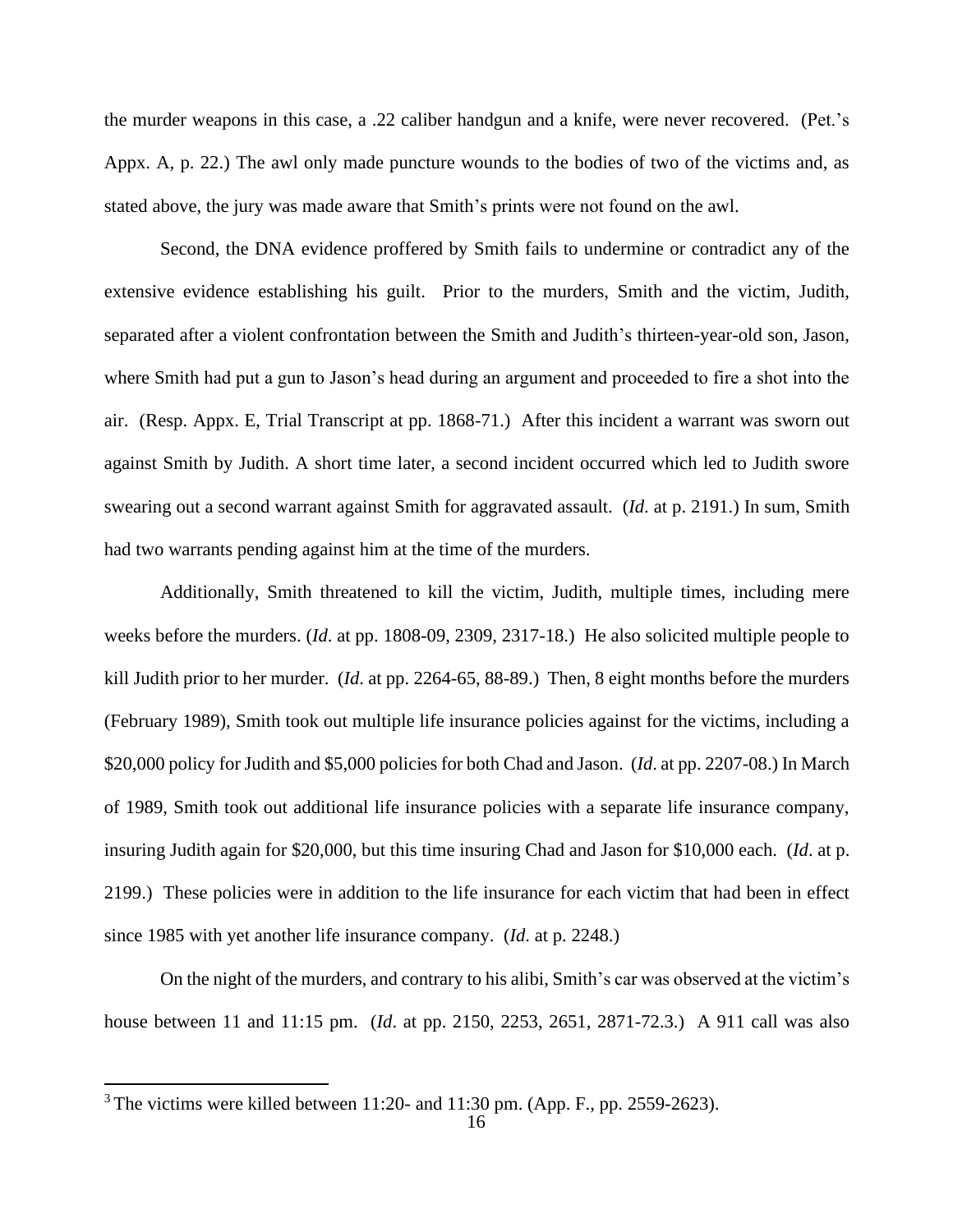the murder weapons in this case, a .22 caliber handgun and a knife, were never recovered. (Pet.'s Appx. A, p. 22.) The awl only made puncture wounds to the bodies of two of the victims and, as stated above, the jury was made aware that Smith's prints were not found on the awl.

Second, the DNA evidence proffered by Smith fails to undermine or contradict any of the extensive evidence establishing his guilt. Prior to the murders, Smith and the victim, Judith, separated after a violent confrontation between the Smith and Judith's thirteen-year-old son, Jason, where Smith had put a gun to Jason's head during an argument and proceeded to fire a shot into the air. (Resp. Appx. E, Trial Transcript at pp. 1868-71.) After this incident a warrant was sworn out against Smith by Judith. A short time later, a second incident occurred which led to Judith swore swearing out a second warrant against Smith for aggravated assault. (*Id*. at p. 2191.) In sum, Smith had two warrants pending against him at the time of the murders.

Additionally, Smith threatened to kill the victim, Judith, multiple times, including mere weeks before the murders. (*Id*. at pp. 1808-09, 2309, 2317-18.) He also solicited multiple people to kill Judith prior to her murder. (*Id*. at pp. 2264-65, 88-89.) Then, 8 eight months before the murders (February 1989), Smith took out multiple life insurance policies against for the victims, including a $20,000 policy for Judith and $5,000 policies for both Chad and Jason. (*Id*. at pp. 2207-08.) In March of 1989, Smith took out additional life insurance policies with a separate life insurance company, insuring Judith again for $20,000, but this time insuring Chad and Jason for $10,000 each. (*Id*. at p. 2199.) These policies were in addition to the life insurance for each victim that had been in effect since 1985 with yet another life insurance company. (*Id*. at p. 2248.)

On the night of the murders, and contrary to his alibi, Smith's car was observed at the victim's house between 11 and 11:15 pm. (*Id*. at pp. 2150, 2253, 2651, 2871-72.3.) A 911 call was also

[3] The victims were killed between 11:20- and 11:30 pm. (App. F., pp. 2559-2623).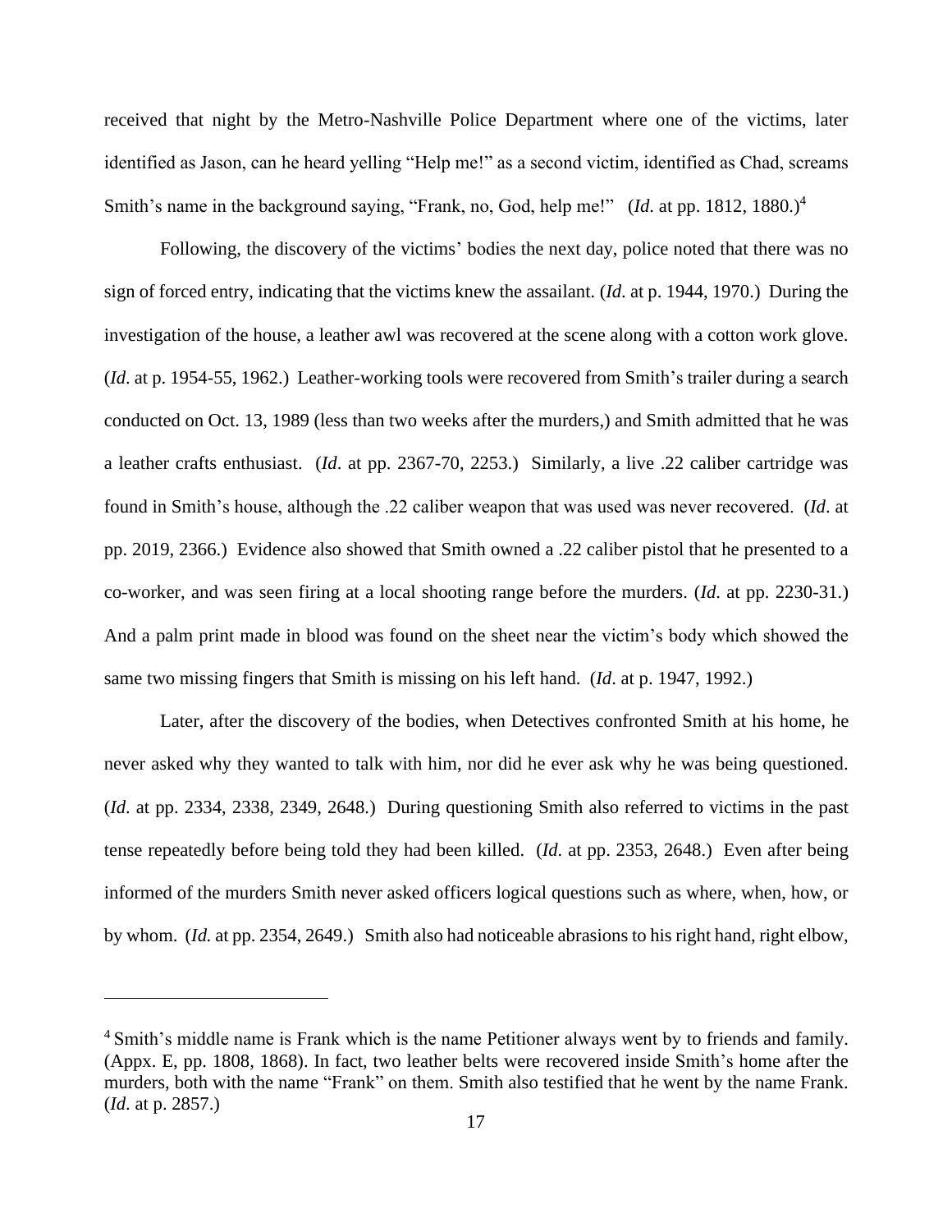received that night by the Metro-Nashville Police Department where one of the victims, later identified as Jason, can he heard yelling "Help me!" as a second victim, identified as Chad, screams Smith's name in the background saying, "Frank, no, God, help me!" (*Id*. at pp. 1812, 1880.)[4]

Following, the discovery of the victims' bodies the next day, police noted that there was no sign of forced entry, indicating that the victims knew the assailant. (*Id*. at p. 1944, 1970.) During the investigation of the house, a leather awl was recovered at the scene along with a cotton work glove. (*Id*. at p. 1954-55, 1962.) Leather-working tools were recovered from Smith's trailer during a search conducted on Oct. 13, 1989 (less than two weeks after the murders,) and Smith admitted that he was a leather crafts enthusiast. (*Id*. at pp. 2367-70, 2253.) Similarly, a live .22 caliber cartridge was found in Smith's house, although the .22 caliber weapon that was used was never recovered. (*Id*. at pp. 2019, 2366.) Evidence also showed that Smith owned a .22 caliber pistol that he presented to a co-worker, and was seen firing at a local shooting range before the murders. (*Id*. at pp. 2230-31.) And a palm print made in blood was found on the sheet near the victim's body which showed the same two missing fingers that Smith is missing on his left hand. (*Id*. at p. 1947, 1992.)

Later, after the discovery of the bodies, when Detectives confronted Smith at his home, he never asked why they wanted to talk with him, nor did he ever ask why he was being questioned. (*Id*. at pp. 2334, 2338, 2349, 2648.) During questioning Smith also referred to victims in the past tense repeatedly before being told they had been killed. (*Id*. at pp. 2353, 2648.) Even after being informed of the murders Smith never asked officers logical questions such as where, when, how, or by whom. (*Id.* at pp. 2354, 2649.) Smith also had noticeable abrasions to his right hand, right elbow,

---

[4] Smith's middle name is Frank which is the name Petitioner always went by to friends and family. (Appx. E, pp. 1808, 1868). In fact, two leather belts were recovered inside Smith's home after the murders, both with the name "Frank" on them. Smith also testified that he went by the name Frank. (*Id*. at p. 2857.)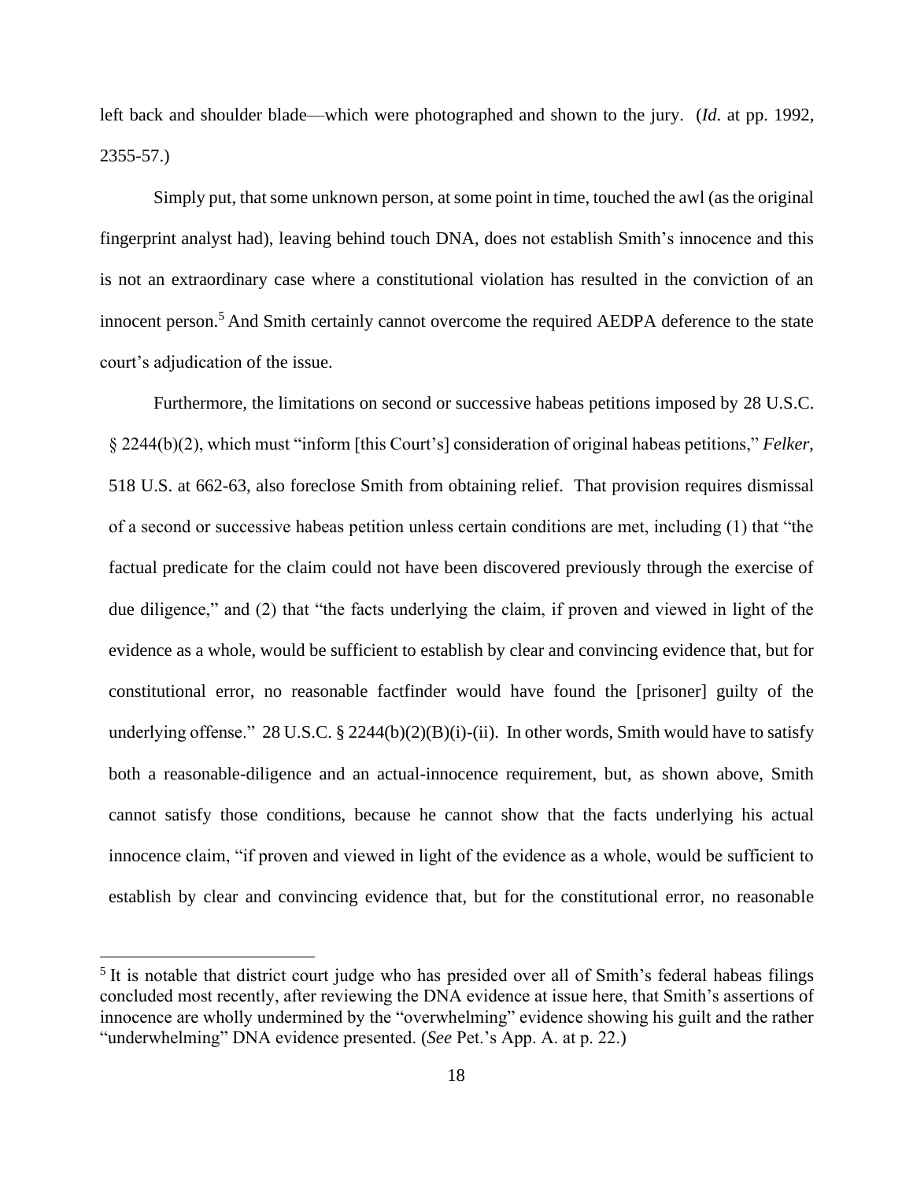left back and shoulder blade—which were photographed and shown to the jury. (*Id.* at pp. 1992, 2355-57.)

Simply put, that some unknown person, at some point in time, touched the awl (as the original fingerprint analyst had), leaving behind touch DNA, does not establish Smith's innocence and this is not an extraordinary case where a constitutional violation has resulted in the conviction of an innocent person.[5] And Smith certainly cannot overcome the required AEDPA deference to the state court's adjudication of the issue.

Furthermore, the limitations on second or successive habeas petitions imposed by 28 U.S.C. § 2244(b)(2), which must "inform [this Court's] consideration of original habeas petitions," *Felker*, 518 U.S. at 662-63, also foreclose Smith from obtaining relief. That provision requires dismissal of a second or successive habeas petition unless certain conditions are met, including (1) that "the factual predicate for the claim could not have been discovered previously through the exercise of due diligence," and (2) that "the facts underlying the claim, if proven and viewed in light of the evidence as a whole, would be sufficient to establish by clear and convincing evidence that, but for constitutional error, no reasonable factfinder would have found the [prisoner] guilty of the underlying offense." 28 U.S.C. § 2244(b)(2)(B)(i)-(ii). In other words, Smith would have to satisfy both a reasonable-diligence and an actual-innocence requirement, but, as shown above, Smith cannot satisfy those conditions, because he cannot show that the facts underlying his actual innocence claim, "if proven and viewed in light of the evidence as a whole, would be sufficient to establish by clear and convincing evidence that, but for the constitutional error, no reasonable

[5] It is notable that district court judge who has presided over all of Smith's federal habeas filings concluded most recently, after reviewing the DNA evidence at issue here, that Smith's assertions of innocence are wholly undermined by the "overwhelming" evidence showing his guilt and the rather "underwhelming" DNA evidence presented. (*See* Pet.'s App. A. at p. 22.)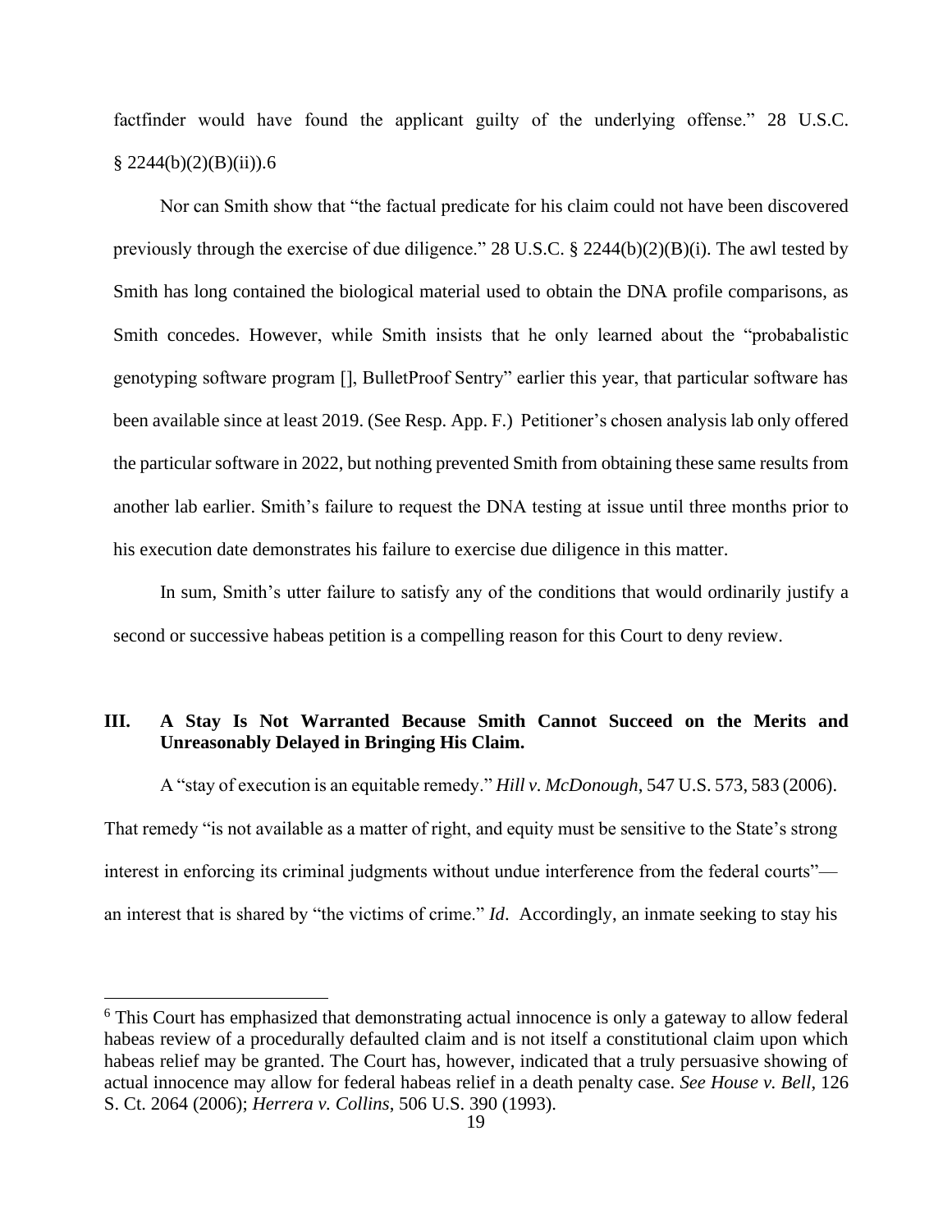factfinder would have found the applicant guilty of the underlying offense." 28 U.S.C. § 2244(b)(2)(B)(ii)).[6]

Nor can Smith show that "the factual predicate for his claim could not have been discovered previously through the exercise of due diligence." 28 U.S.C. § 2244(b)(2)(B)(i). The awl tested by Smith has long contained the biological material used to obtain the DNA profile comparisons, as Smith concedes. However, while Smith insists that he only learned about the "probabalistic genotyping software program [], BulletProof Sentry" earlier this year, that particular software has been available since at least 2019. (See Resp. App. F.) Petitioner's chosen analysis lab only offered the particular software in 2022, but nothing prevented Smith from obtaining these same results from another lab earlier. Smith's failure to request the DNA testing at issue until three months prior to his execution date demonstrates his failure to exercise due diligence in this matter.

In sum, Smith's utter failure to satisfy any of the conditions that would ordinarily justify a second or successive habeas petition is a compelling reason for this Court to deny review.

## III. A Stay Is Not Warranted Because Smith Cannot Succeed on the Merits and Unreasonably Delayed in Bringing His Claim.

A "stay of execution is an equitable remedy." *Hill v. McDonough*, 547 U.S. 573, 583 (2006). That remedy "is not available as a matter of right, and equity must be sensitive to the State's strong interest in enforcing its criminal judgments without undue interference from the federal courts"—an interest that is shared by "the victims of crime." *Id*. Accordingly, an inmate seeking to stay his

---

[6] This Court has emphasized that demonstrating actual innocence is only a gateway to allow federal habeas review of a procedurally defaulted claim and is not itself a constitutional claim upon which habeas relief may be granted. The Court has, however, indicated that a truly persuasive showing of actual innocence may allow for federal habeas relief in a death penalty case. *See House v. Bell*, 126 S. Ct. 2064 (2006); *Herrera v. Collins*, 506 U.S. 390 (1993).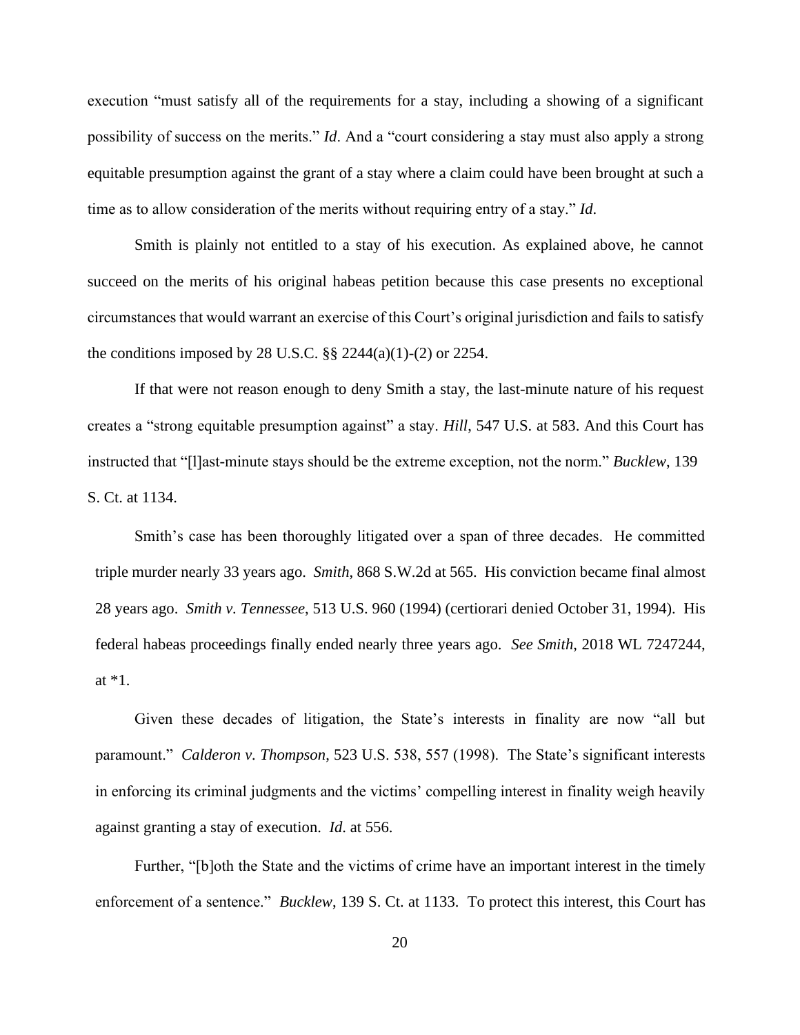execution "must satisfy all of the requirements for a stay, including a showing of a significant possibility of success on the merits." *Id*. And a "court considering a stay must also apply a strong equitable presumption against the grant of a stay where a claim could have been brought at such a time as to allow consideration of the merits without requiring entry of a stay." *Id*.

Smith is plainly not entitled to a stay of his execution. As explained above, he cannot succeed on the merits of his original habeas petition because this case presents no exceptional circumstances that would warrant an exercise of this Court's original jurisdiction and fails to satisfy the conditions imposed by 28 U.S.C. §§ 2244(a)(1)-(2) or 2254.

If that were not reason enough to deny Smith a stay, the last-minute nature of his request creates a "strong equitable presumption against" a stay. *Hill*, 547 U.S. at 583. And this Court has instructed that "[l]ast-minute stays should be the extreme exception, not the norm." *Bucklew*, 139 S. Ct. at 1134.

Smith's case has been thoroughly litigated over a span of three decades. He committed triple murder nearly 33 years ago. *Smith*, 868 S.W.2d at 565. His conviction became final almost 28 years ago. *Smith v. Tennessee*, 513 U.S. 960 (1994) (certiorari denied October 31, 1994). His federal habeas proceedings finally ended nearly three years ago. *See Smith*, 2018 WL 7247244, at *1.

Given these decades of litigation, the State's interests in finality are now "all but paramount." *Calderon v. Thompson*, 523 U.S. 538, 557 (1998). The State's significant interests in enforcing its criminal judgments and the victims' compelling interest in finality weigh heavily against granting a stay of execution. *Id*. at 556.

Further, "[b]oth the State and the victims of crime have an important interest in the timely enforcement of a sentence." *Bucklew*, 139 S. Ct. at 1133. To protect this interest, this Court has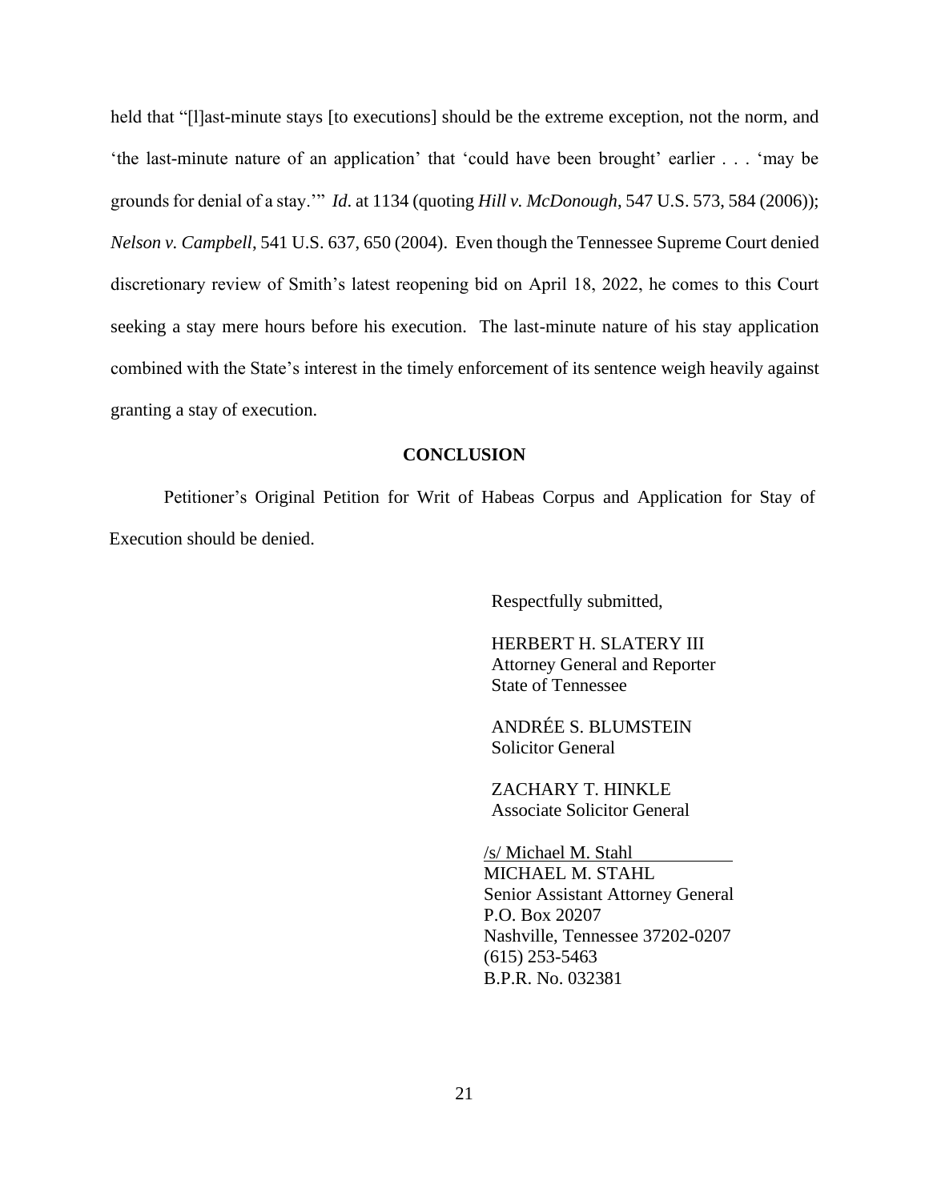held that "[l]ast-minute stays [to executions] should be the extreme exception, not the norm, and 'the last-minute nature of an application' that 'could have been brought' earlier . . . 'may be grounds for denial of a stay.'" *Id*. at 1134 (quoting *Hill v. McDonough*, 547 U.S. 573, 584 (2006)); *Nelson v. Campbell*, 541 U.S. 637, 650 (2004). Even though the Tennessee Supreme Court denied discretionary review of Smith's latest reopening bid on April 18, 2022, he comes to this Court seeking a stay mere hours before his execution. The last-minute nature of his stay application combined with the State's interest in the timely enforcement of its sentence weigh heavily against granting a stay of execution.

**CONCLUSION**

Petitioner's Original Petition for Writ of Habeas Corpus and Application for Stay of Execution should be denied.

Respectfully submitted,

HERBERT H. SLATERY III
Attorney General and Reporter
State of Tennessee

ANDRÉE S. BLUMSTEIN
Solicitor General

ZACHARY T. HINKLE
Associate Solicitor General

/s/ Michael M. Stahl
MICHAEL M. STAHL
Senior Assistant Attorney General
P.O. Box 20207
Nashville, Tennessee 37202-0207
(615) 253-5463
B.P.R. No. 032381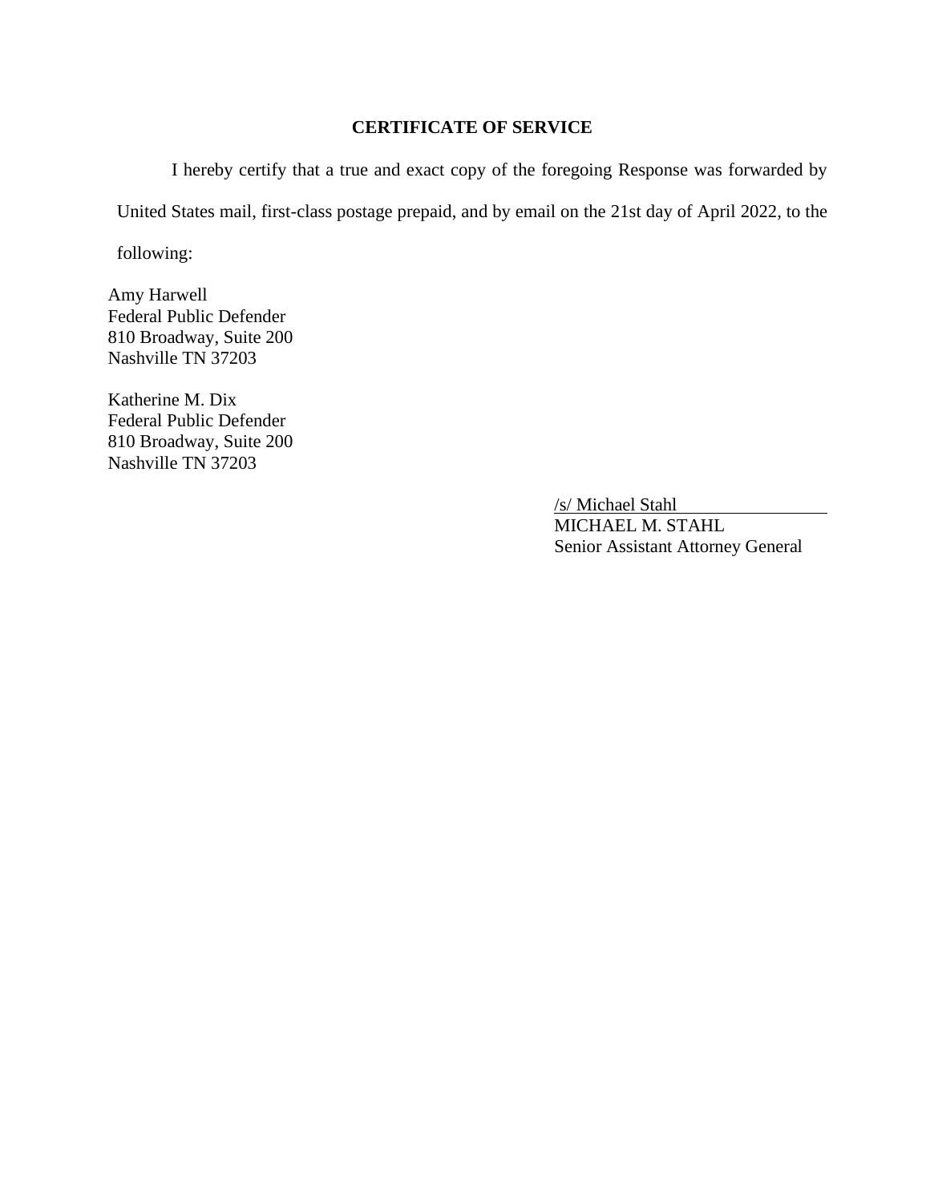## CERTIFICATE OF SERVICE

I hereby certify that a true and exact copy of the foregoing Response was forwarded by United States mail, first-class postage prepaid, and by email on the 21st day of April 2022, to the following:

Amy Harwell
Federal Public Defender
810 Broadway, Suite 200
Nashville TN 37203

Katherine M. Dix
Federal Public Defender
810 Broadway, Suite 200
Nashville TN 37203

/s/ Michael Stahl
MICHAEL M. STAHL
Senior Assistant Attorney General